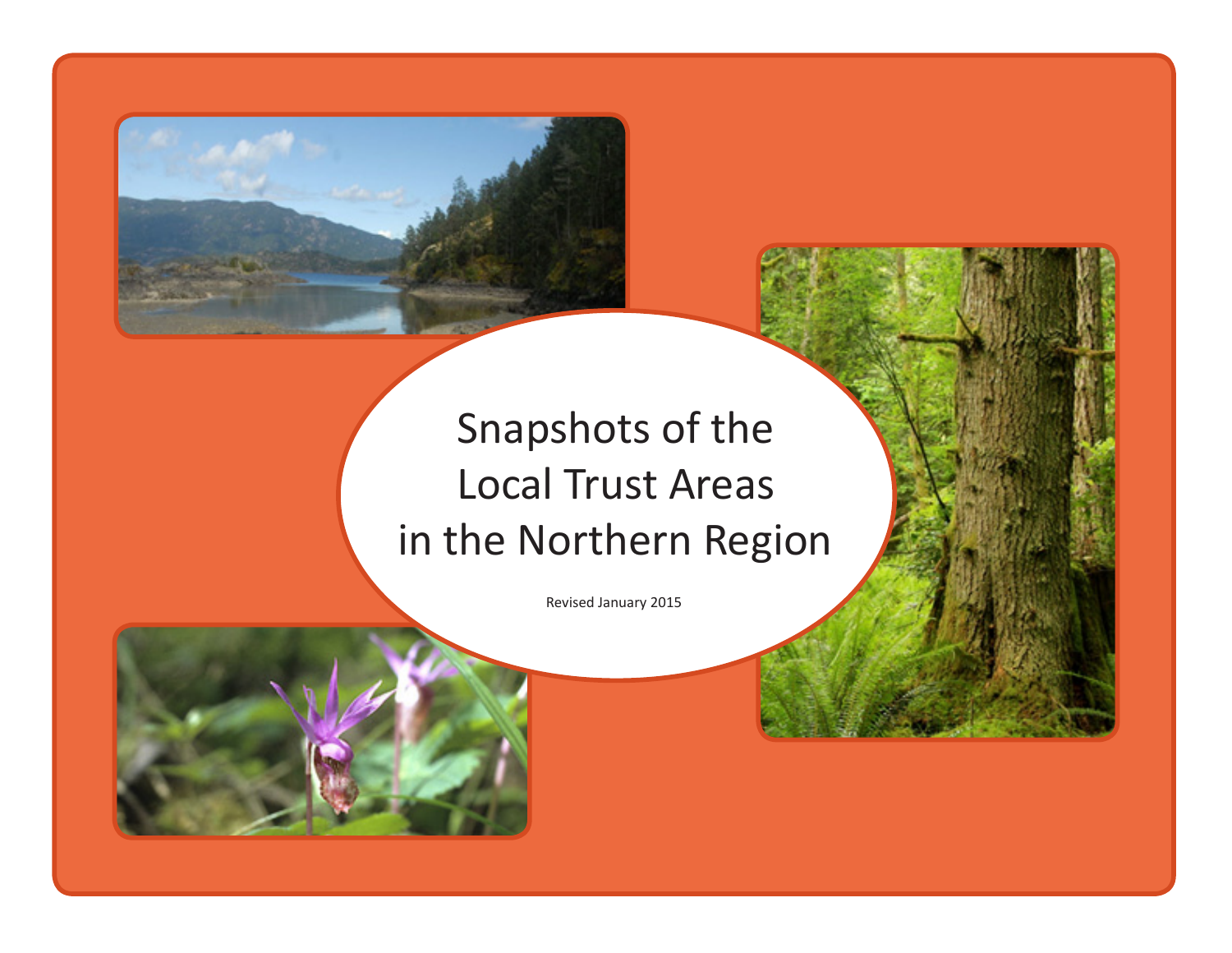# Snapshots of the Local Trust Areas in the Northern Region

Revised January 2015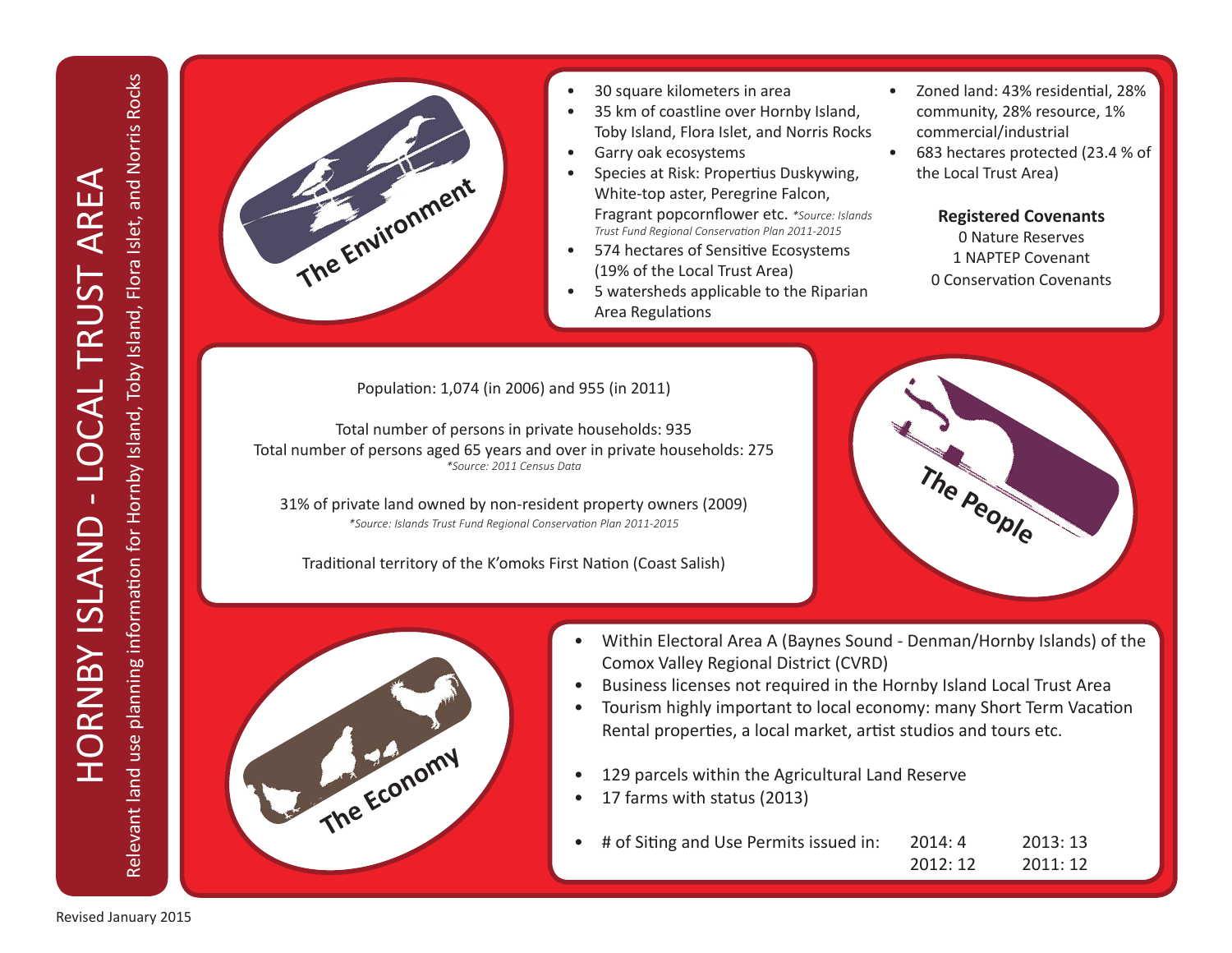# HORNBY ISLAND - LOCAL TRUST AREA

Relevant land use planning information for Hornby Island, Toby Island, Flora Islet, and Norris Rocks

## The Environment

- 30 square kilometers in area
- 35 km of coastline over Hornby Island, Toby Island, Flora Islet, and Norris Rocks
- Garry oak ecosystems
- Species at Risk: Propertius Duskywing, White-top aster, Peregrine Falcon, Fragrant popcornflower etc. *\*Source: Islands Trust Fund Regional Conservation Plan 2011-2015*
- 574 hectares of Sensitive Ecosystems (19% of the Local Trust Area)
- 5 watersheds applicable to the Riparian Area Regulations
- Zoned land: 43% residential, 28% community, 28% resource, 1% commercial/industrial
- 683 hectares protected (23.4 % of the Local Trust Area)

**Registered Covenants**

0 Nature Reserves
1 NAPTEP Covenant
0 Conservation Covenants

## The People

Population: 1,074 (in 2006) and 955 (in 2011)

Total number of persons in private households: 935
Total number of persons aged 65 years and over in private households: 275
*\*Source: 2011 Census Data*

31% of private land owned by non-resident property owners (2009)
*\*Source: Islands Trust Fund Regional Conservation Plan 2011-2015*

Traditional territory of the K'omoks First Nation (Coast Salish)

## The Economy

- Within Electoral Area A (Baynes Sound - Denman/Hornby Islands) of the Comox Valley Regional District (CVRD)
- Business licenses not required in the Hornby Island Local Trust Area
- Tourism highly important to local economy: many Short Term Vacation Rental properties, a local market, artist studios and tours etc.
- 129 parcels within the Agricultural Land Reserve
- 17 farms with status (2013)
- # of Siting and Use Permits issued in: 2014: 4, 2013: 13, 2012: 12, 2011: 12

Revised January 2015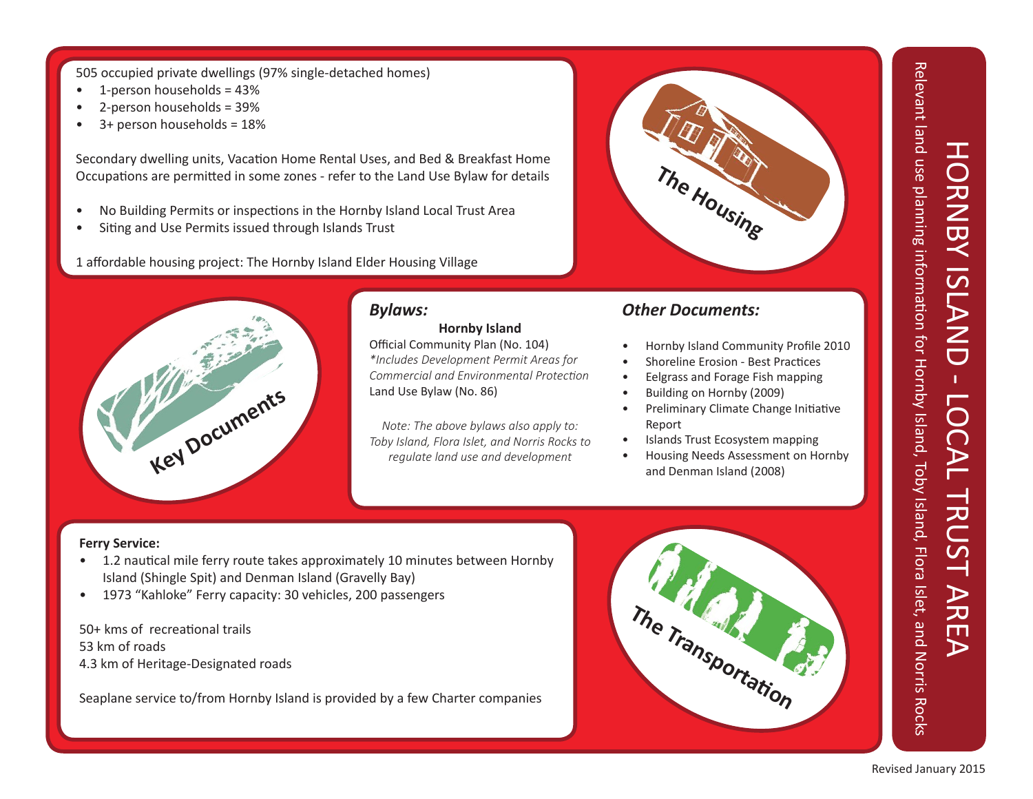# HORNBY ISLAND - LOCAL TRUST AREA

Relevant land use planning information for Hornby Island, Toby Island, Flora Islet, and Norris Rocks

## The Housing

505 occupied private dwellings (97% single-detached homes)

- 1-person households = 43%
- 2-person households = 39%
- 3+ person households = 18%

Secondary dwelling units, Vacation Home Rental Uses, and Bed & Breakfast Home Occupations are permitted in some zones - refer to the Land Use Bylaw for details

- No Building Permits or inspections in the Hornby Island Local Trust Area
- Siting and Use Permits issued through Islands Trust

1 affordable housing project: The Hornby Island Elder Housing Village

## Key Documents

### *Bylaws:*

**Hornby Island**

Official Community Plan (No. 104)
*\*Includes Development Permit Areas for Commercial and Environmental Protection*
Land Use Bylaw (No. 86)

*Note: The above bylaws also apply to: Toby Island, Flora Islet, and Norris Rocks to regulate land use and development*

### *Other Documents:*

- Hornby Island Community Profile 2010
- Shoreline Erosion - Best Practices
- Eelgrass and Forage Fish mapping
- Building on Hornby (2009)
- Preliminary Climate Change Initiative Report
- Islands Trust Ecosystem mapping
- Housing Needs Assessment on Hornby and Denman Island (2008)

## The Transportation

**Ferry Service:**

- 1.2 nautical mile ferry route takes approximately 10 minutes between Hornby Island (Shingle Spit) and Denman Island (Gravelly Bay)
- 1973 “Kahloke” Ferry capacity: 30 vehicles, 200 passengers

50+ kms of recreational trails
53 km of roads
4.3 km of Heritage-Designated roads

Seaplane service to/from Hornby Island is provided by a few Charter companies

Revised January 2015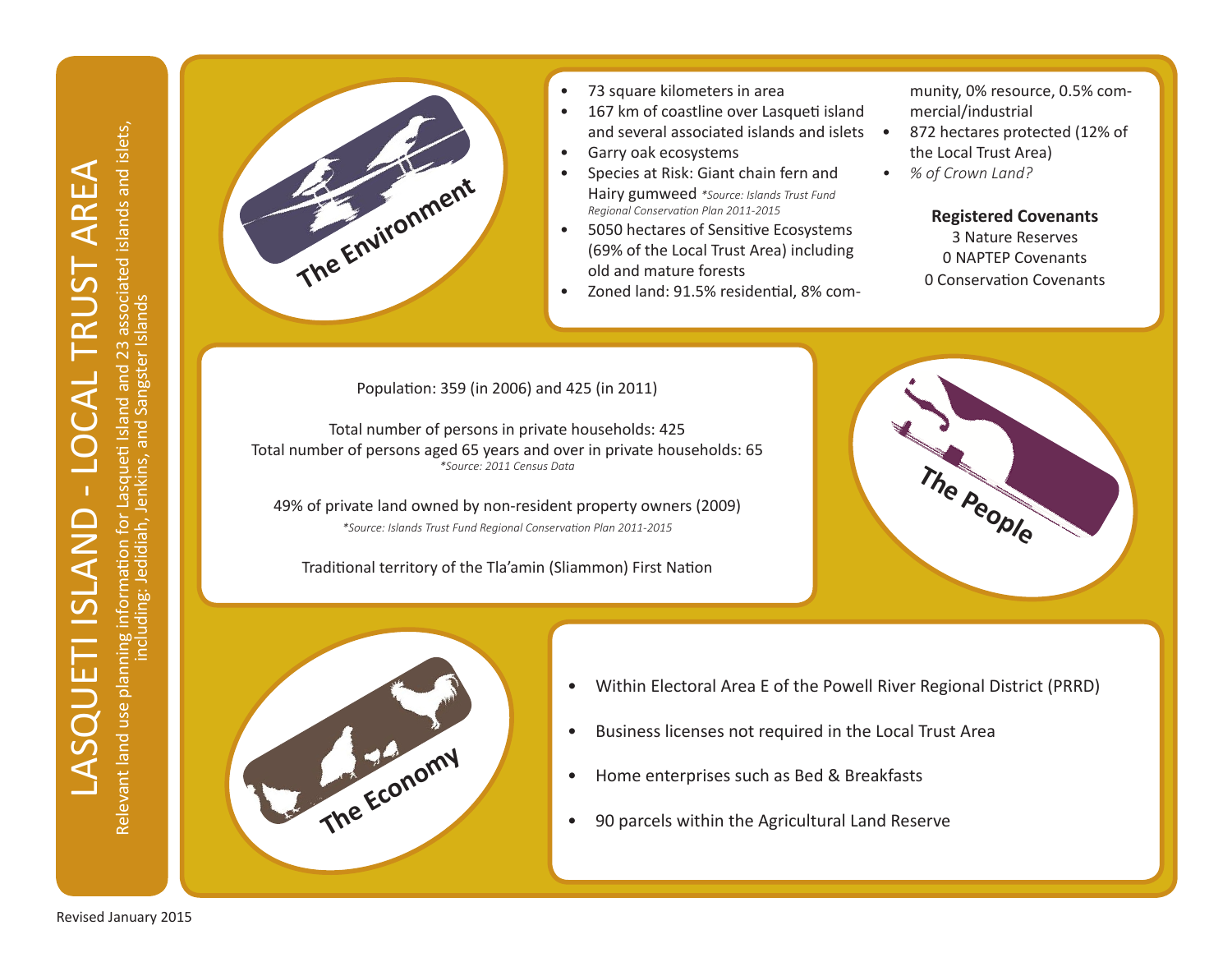# LASQUETI ISLAND - LOCAL TRUST AREA

Relevant land use planning information for Lasqueti Island and 23 associated islands and islets, including: Jedidiah, Jenkins, and Sangster Islands

## The Environment

- 73 square kilometers in area
- 167 km of coastline over Lasqueti island and several associated islands and islets
- Garry oak ecosystems
- Species at Risk: Giant chain fern and Hairy gumweed *\*Source: Islands Trust Fund Regional Conservation Plan 2011-2015*
- 5050 hectares of Sensitive Ecosystems (69% of the Local Trust Area) including old and mature forests
- Zoned land: 91.5% residential, 8% community, 0% resource, 0.5% commercial/industrial
- 872 hectares protected (12% of the Local Trust Area)
- *% of Crown Land?*

**Registered Covenants**

3 Nature Reserves
0 NAPTEP Covenants
0 Conservation Covenants

## The People

Population: 359 (in 2006) and 425 (in 2011)

Total number of persons in private households: 425
Total number of persons aged 65 years and over in private households: 65
*\*Source: 2011 Census Data*

49% of private land owned by non-resident property owners (2009)
*\*Source: Islands Trust Fund Regional Conservation Plan 2011-2015*

Traditional territory of the Tla'amin (Sliammon) First Nation

## The Economy

- Within Electoral Area E of the Powell River Regional District (PRRD)
- Business licenses not required in the Local Trust Area
- Home enterprises such as Bed & Breakfasts
- 90 parcels within the Agricultural Land Reserve

Revised January 2015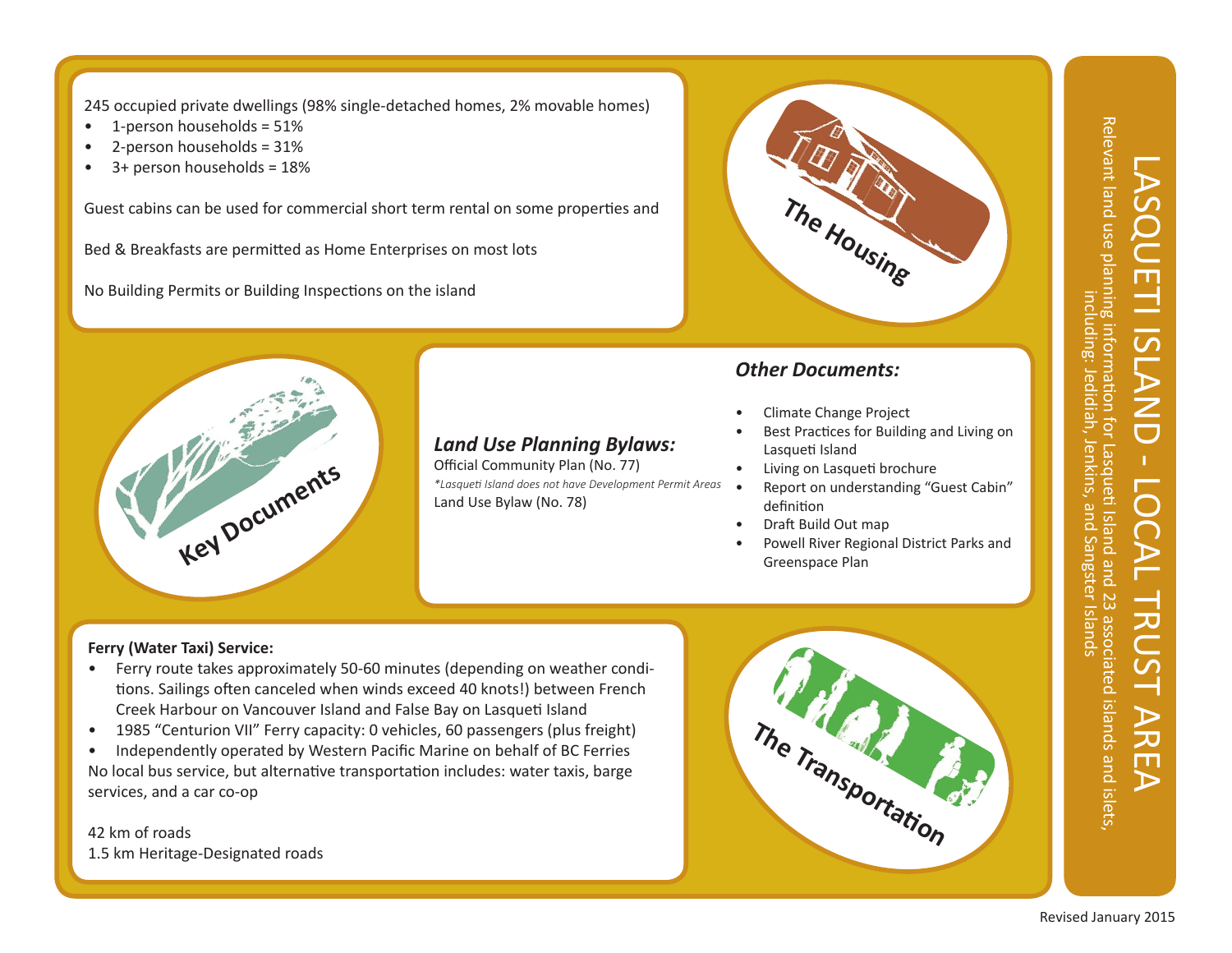# LASQUETI ISLAND - LOCAL TRUST AREA

Relevant land use planning information for Lasqueti Island and 23 associated islands and islets, including: Jedidiah, Jenkins, and Sangster Islands

## The Housing

245 occupied private dwellings (98% single-detached homes, 2% movable homes)

- 1-person households = 51%
- 2-person households = 31%
- 3+ person households = 18%

Guest cabins can be used for commercial short term rental on some properties and

Bed & Breakfasts are permitted as Home Enterprises on most lots

No Building Permits or Building Inspections on the island

## Key Documents

### *Land Use Planning Bylaws:*

Official Community Plan (No. 77)

*\*Lasqueti Island does not have Development Permit Areas*

Land Use Bylaw (No. 78)

### *Other Documents:*

- Climate Change Project
- Best Practices for Building and Living on Lasqueti Island
- Living on Lasqueti brochure
- Report on understanding "Guest Cabin" definition
- Draft Build Out map
- Powell River Regional District Parks and Greenspace Plan

## The Transportation

**Ferry (Water Taxi) Service:**

- Ferry route takes approximately 50-60 minutes (depending on weather conditions. Sailings often canceled when winds exceed 40 knots!) between French Creek Harbour on Vancouver Island and False Bay on Lasqueti Island
- 1985 "Centurion VII" Ferry capacity: 0 vehicles, 60 passengers (plus freight)
- Independently operated by Western Pacific Marine on behalf of BC Ferries

No local bus service, but alternative transportation includes: water taxis, barge services, and a car co-op

42 km of roads

1.5 km Heritage-Designated roads

Revised January 2015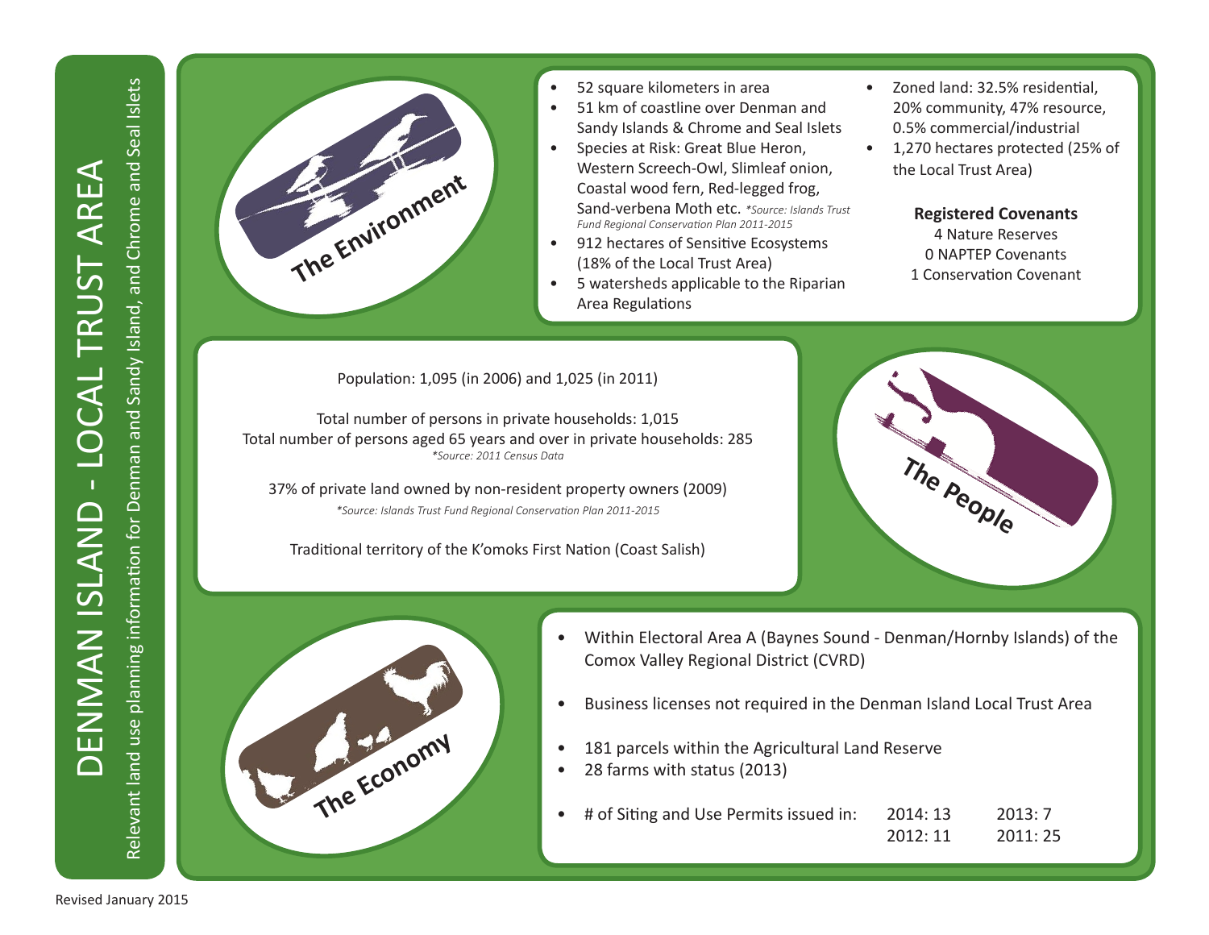# DENMAN ISLAND - LOCAL TRUST AREA

Relevant land use planning information for Denman and Sandy Island, and Chrome and Seal Islets

## The Environment

- 52 square kilometers in area
- 51 km of coastline over Denman and Sandy Islands & Chrome and Seal Islets
- Species at Risk: Great Blue Heron, Western Screech-Owl, Slimleaf onion, Coastal wood fern, Red-legged frog, Sand-verbena Moth etc. *\*Source: Islands Trust Fund Regional Conservation Plan 2011-2015*
- 912 hectares of Sensitive Ecosystems (18% of the Local Trust Area)
- 5 watersheds applicable to the Riparian Area Regulations
- Zoned land: 32.5% residential, 20% community, 47% resource, 0.5% commercial/industrial
- 1,270 hectares protected (25% of the Local Trust Area)

**Registered Covenants**

4 Nature Reserves
0 NAPTEP Covenants
1 Conservation Covenant

## The People

Population: 1,095 (in 2006) and 1,025 (in 2011)

Total number of persons in private households: 1,015
Total number of persons aged 65 years and over in private households: 285
*\*Source: 2011 Census Data*

37% of private land owned by non-resident property owners (2009)
*\*Source: Islands Trust Fund Regional Conservation Plan 2011-2015*

Traditional territory of the K'omoks First Nation (Coast Salish)

## The Economy

- Within Electoral Area A (Baynes Sound - Denman/Hornby Islands) of the Comox Valley Regional District (CVRD)
- Business licenses not required in the Denman Island Local Trust Area
- 181 parcels within the Agricultural Land Reserve
- 28 farms with status (2013)
- # of Siting and Use Permits issued in: 2014: 13, 2013: 7, 2012: 11, 2011: 25

Revised January 2015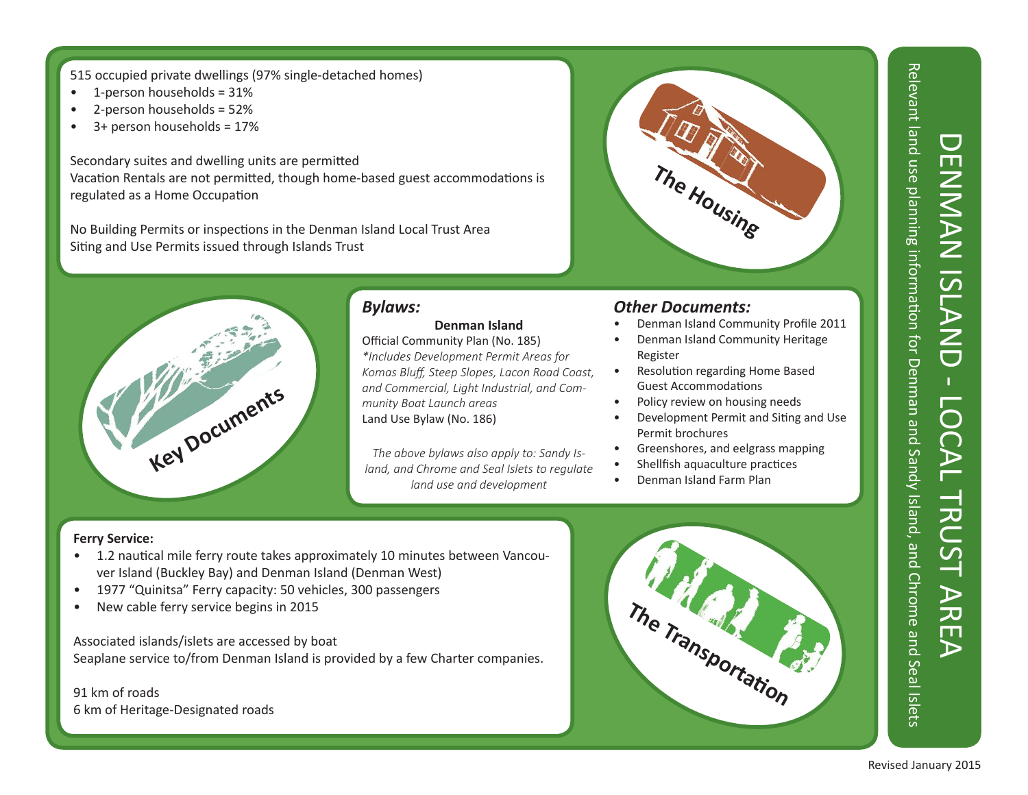# DENMAN ISLAND - LOCAL TRUST AREA

Relevant land use planning information for Denman and Sandy Island, and Chrome and Seal Islets

## The Housing

515 occupied private dwellings (97% single-detached homes)

- 1-person households = 31%
- 2-person households = 52%
- 3+ person households = 17%

Secondary suites and dwelling units are permitted
Vacation Rentals are not permitted, though home-based guest accommodations is regulated as a Home Occupation

No Building Permits or inspections in the Denman Island Local Trust Area
Siting and Use Permits issued through Islands Trust

## Key Documents

### *Bylaws:*

**Denman Island**

Official Community Plan (No. 185)
*\*Includes Development Permit Areas for Komas Bluff, Steep Slopes, Lacon Road Coast, and Commercial, Light Industrial, and Community Boat Launch areas*
Land Use Bylaw (No. 186)

*The above bylaws also apply to: Sandy Island, and Chrome and Seal Islets to regulate land use and development*

### *Other Documents:*

- Denman Island Community Profile 2011
- Denman Island Community Heritage Register
- Resolution regarding Home Based Guest Accommodations
- Policy review on housing needs
- Development Permit and Siting and Use Permit brochures
- Greenshores, and eelgrass mapping
- Shellfish aquaculture practices
- Denman Island Farm Plan

## The Transportation

**Ferry Service:**

- 1.2 nautical mile ferry route takes approximately 10 minutes between Vancouver Island (Buckley Bay) and Denman Island (Denman West)
- 1977 "Quinitsa" Ferry capacity: 50 vehicles, 300 passengers
- New cable ferry service begins in 2015

Associated islands/islets are accessed by boat
Seaplane service to/from Denman Island is provided by a few Charter companies.

91 km of roads
6 km of Heritage-Designated roads

Revised January 2015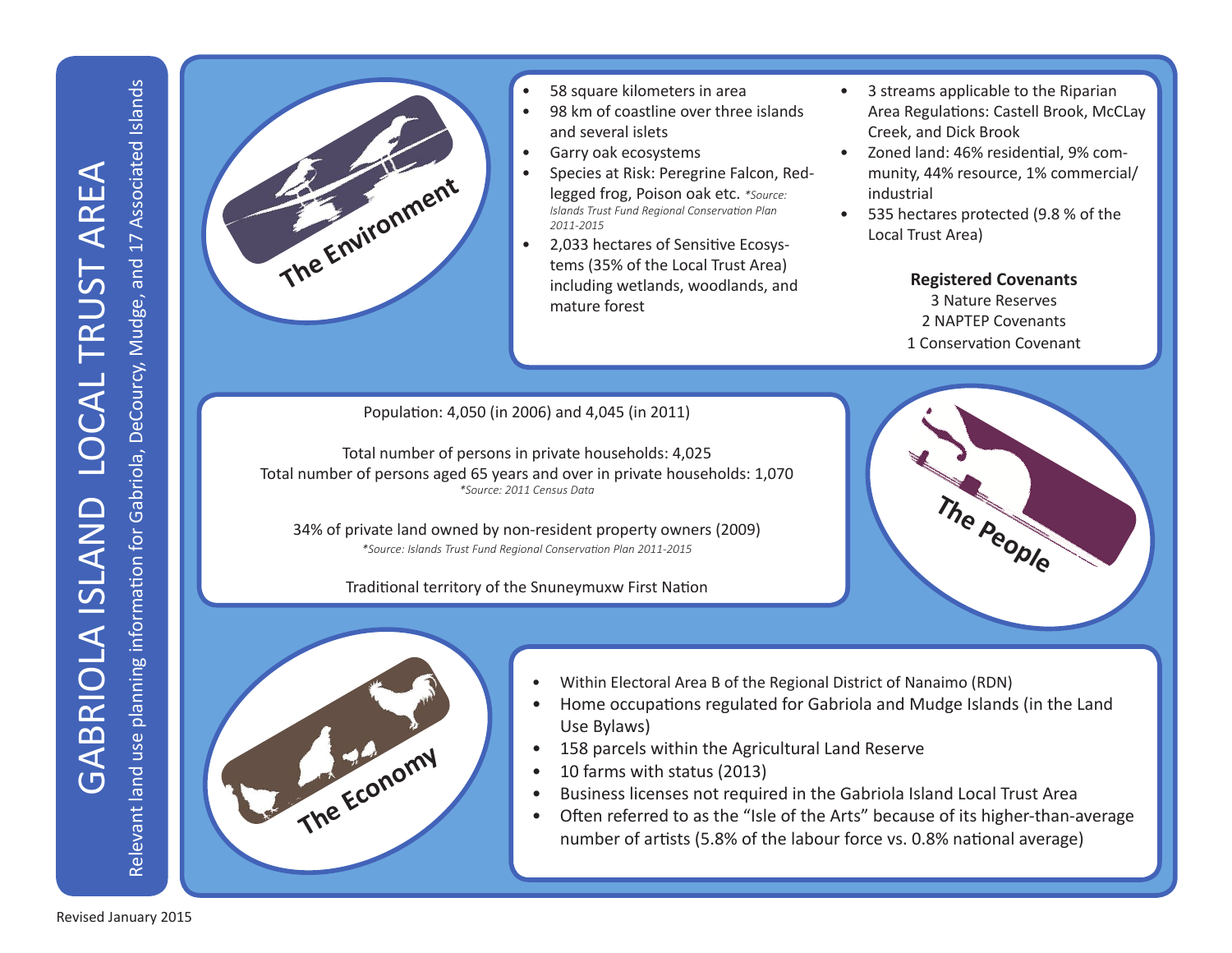# GABRIOLA ISLAND LOCAL TRUST AREA

Relevant land use planning information for Gabriola, DeCourcy, Mudge, and 17 Associated Islands

## The Environment

- 58 square kilometers in area
- 98 km of coastline over three islands and several islets
- Garry oak ecosystems
- Species at Risk: Peregrine Falcon, Red-legged frog, Poison oak etc. *\*Source: Islands Trust Fund Regional Conservation Plan 2011-2015*
- 2,033 hectares of Sensitive Ecosystems (35% of the Local Trust Area) including wetlands, woodlands, and mature forest
- 3 streams applicable to the Riparian Area Regulations: Castell Brook, McClay Creek, and Dick Brook
- Zoned land: 46% residential, 9% community, 44% resource, 1% commercial/industrial
- 535 hectares protected (9.8 % of the Local Trust Area)

**Registered Covenants**

3 Nature Reserves
2 NAPTEP Covenants
1 Conservation Covenant

## The People

Population: 4,050 (in 2006) and 4,045 (in 2011)

Total number of persons in private households: 4,025
Total number of persons aged 65 years and over in private households: 1,070
*\*Source: 2011 Census Data*

34% of private land owned by non-resident property owners (2009)
*\*Source: Islands Trust Fund Regional Conservation Plan 2011-2015*

Traditional territory of the Snuneymuxw First Nation

## The Economy

- Within Electoral Area B of the Regional District of Nanaimo (RDN)
- Home occupations regulated for Gabriola and Mudge Islands (in the Land Use Bylaws)
- 158 parcels within the Agricultural Land Reserve
- 10 farms with status (2013)
- Business licenses not required in the Gabriola Island Local Trust Area
- Often referred to as the "Isle of the Arts" because of its higher-than-average number of artists (5.8% of the labour force vs. 0.8% national average)

Revised January 2015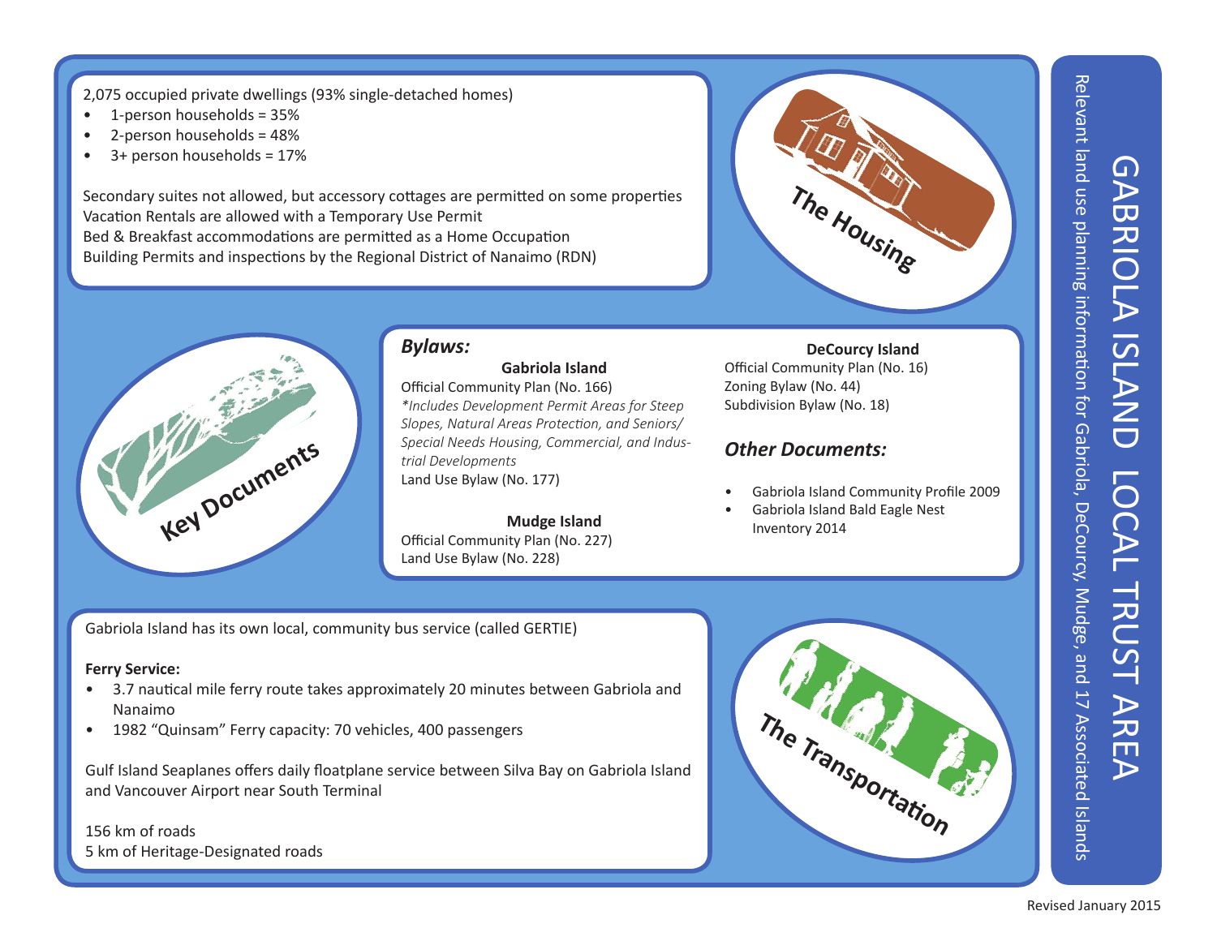# GABRIOLA ISLAND LOCAL TRUST AREA

Relevant land use planning information for Gabriola, DeCourcy, Mudge, and 17 Associated Islands

## The Housing

2,075 occupied private dwellings (93% single-detached homes)

- 1-person households = 35%
- 2-person households = 48%
- 3+ person households = 17%

Secondary suites not allowed, but accessory cottages are permitted on some properties
Vacation Rentals are allowed with a Temporary Use Permit
Bed & Breakfast accommodations are permitted as a Home Occupation
Building Permits and inspections by the Regional District of Nanaimo (RDN)

## Key Documents

### *Bylaws:*

**Gabriola Island**

Official Community Plan (No. 166)
*\*Includes Development Permit Areas for Steep Slopes, Natural Areas Protection, and Seniors/Special Needs Housing, Commercial, and Industrial Developments*
Land Use Bylaw (No. 177)

**Mudge Island**

Official Community Plan (No. 227)
Land Use Bylaw (No. 228)

**DeCourcy Island**

Official Community Plan (No. 16)
Zoning Bylaw (No. 44)
Subdivision Bylaw (No. 18)

### *Other Documents:*

- Gabriola Island Community Profile 2009
- Gabriola Island Bald Eagle Nest Inventory 2014

## The Transportation

Gabriola Island has its own local, community bus service (called GERTIE)

**Ferry Service:**

- 3.7 nautical mile ferry route takes approximately 20 minutes between Gabriola and Nanaimo
- 1982 "Quinsam" Ferry capacity: 70 vehicles, 400 passengers

Gulf Island Seaplanes offers daily floatplane service between Silva Bay on Gabriola Island and Vancouver Airport near South Terminal

156 km of roads
5 km of Heritage-Designated roads

Revised January 2015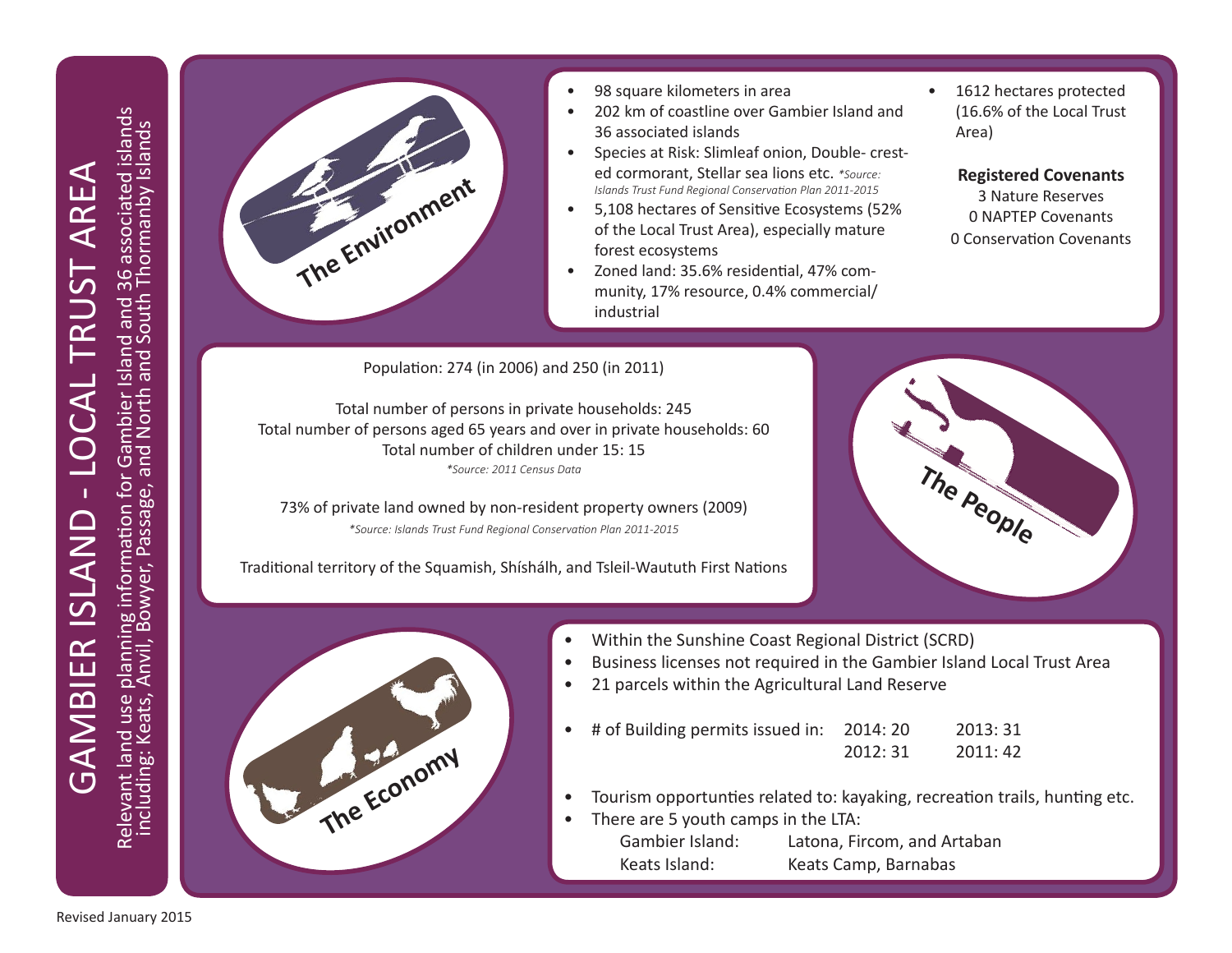# GAMBIER ISLAND - LOCAL TRUST AREA

Relevant land use planning information for Gambier Island and 36 associated islands including: Keats, Anvil, Bowyer, Passage, and North and South Thormanby Islands

## The Environment

- 98 square kilometers in area
- 202 km of coastline over Gambier Island and 36 associated islands
- Species at Risk: Slimleaf onion, Double- crested cormorant, Stellar sea lions etc. *\*Source: Islands Trust Fund Regional Conservation Plan 2011-2015*
- 5,108 hectares of Sensitive Ecosystems (52% of the Local Trust Area), especially mature forest ecosystems
- Zoned land: 35.6% residential, 47% community, 17% resource, 0.4% commercial/ industrial
- 1612 hectares protected (16.6% of the Local Trust Area)

**Registered Covenants**

3 Nature Reserves
0 NAPTEP Covenants
0 Conservation Covenants

## The People

Population: 274 (in 2006) and 250 (in 2011)

Total number of persons in private households: 245
Total number of persons aged 65 years and over in private households: 60
Total number of children under 15: 15
*\*Source: 2011 Census Data*

73% of private land owned by non-resident property owners (2009)
*\*Source: Islands Trust Fund Regional Conservation Plan 2011-2015*

Traditional territory of the Squamish, Shíshálh, and Tsleil-Waututh First Nations

## The Economy

- Within the Sunshine Coast Regional District (SCRD)
- Business licenses not required in the Gambier Island Local Trust Area
- 21 parcels within the Agricultural Land Reserve
- # of Building permits issued in: 2014: 20, 2013: 31, 2012: 31, 2011: 42
- Tourism opportunties related to: kayaking, recreation trails, hunting etc.
- There are 5 youth camps in the LTA:
  - Gambier Island: Latona, Fircom, and Artaban
  - Keats Island: Keats Camp, Barnabas

Revised January 2015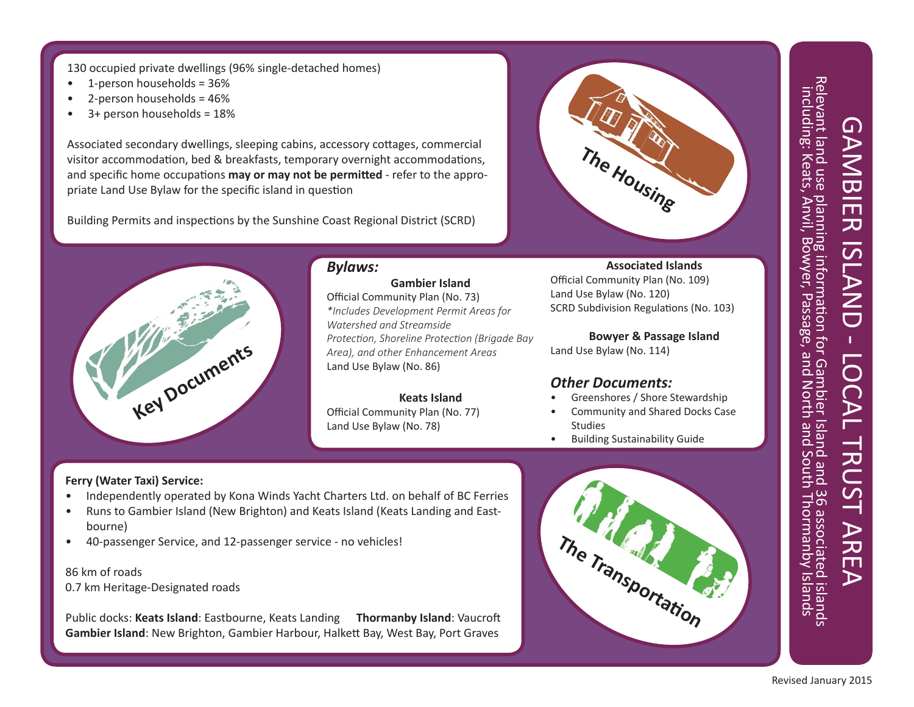# GAMBIER ISLAND - LOCAL TRUST AREA

Relevant land use planning information for Gambier Island and 36 associated islands including: Keats, Anvil, Bowyer, Passage, and North and South Thormanby Islands

## The Housing

130 occupied private dwellings (96% single-detached homes)

- 1-person households = 36%
- 2-person households = 46%
- 3+ person households = 18%

Associated secondary dwellings, sleeping cabins, accessory cottages, commercial visitor accommodation, bed & breakfasts, temporary overnight accommodations, and specific home occupations **may or may not be permitted** - refer to the appropriate Land Use Bylaw for the specific island in question

Building Permits and inspections by the Sunshine Coast Regional District (SCRD)

## Key Documents

### *Bylaws:*

**Gambier Island**
Official Community Plan (No. 73)
*\*Includes Development Permit Areas for Watershed and Streamside Protection, Shoreline Protection (Brigade Bay Area), and other Enhancement Areas*
Land Use Bylaw (No. 86)

**Keats Island**
Official Community Plan (No. 77)
Land Use Bylaw (No. 78)

**Associated Islands**
Official Community Plan (No. 109)
Land Use Bylaw (No. 120)
SCRD Subdivision Regulations (No. 103)

**Bowyer & Passage Island**
Land Use Bylaw (No. 114)

### *Other Documents:*

- Greenshores / Shore Stewardship
- Community and Shared Docks Case Studies
- Building Sustainability Guide

## The Transportation

**Ferry (Water Taxi) Service:**

- Independently operated by Kona Winds Yacht Charters Ltd. on behalf of BC Ferries
- Runs to Gambier Island (New Brighton) and Keats Island (Keats Landing and Eastbourne)
- 40-passenger Service, and 12-passenger service - no vehicles!

86 km of roads
0.7 km Heritage-Designated roads

Public docks: **Keats Island**: Eastbourne, Keats Landing **Thormanby Island**: Vaucroft
**Gambier Island**: New Brighton, Gambier Harbour, Halkett Bay, West Bay, Port Graves

Revised January 2015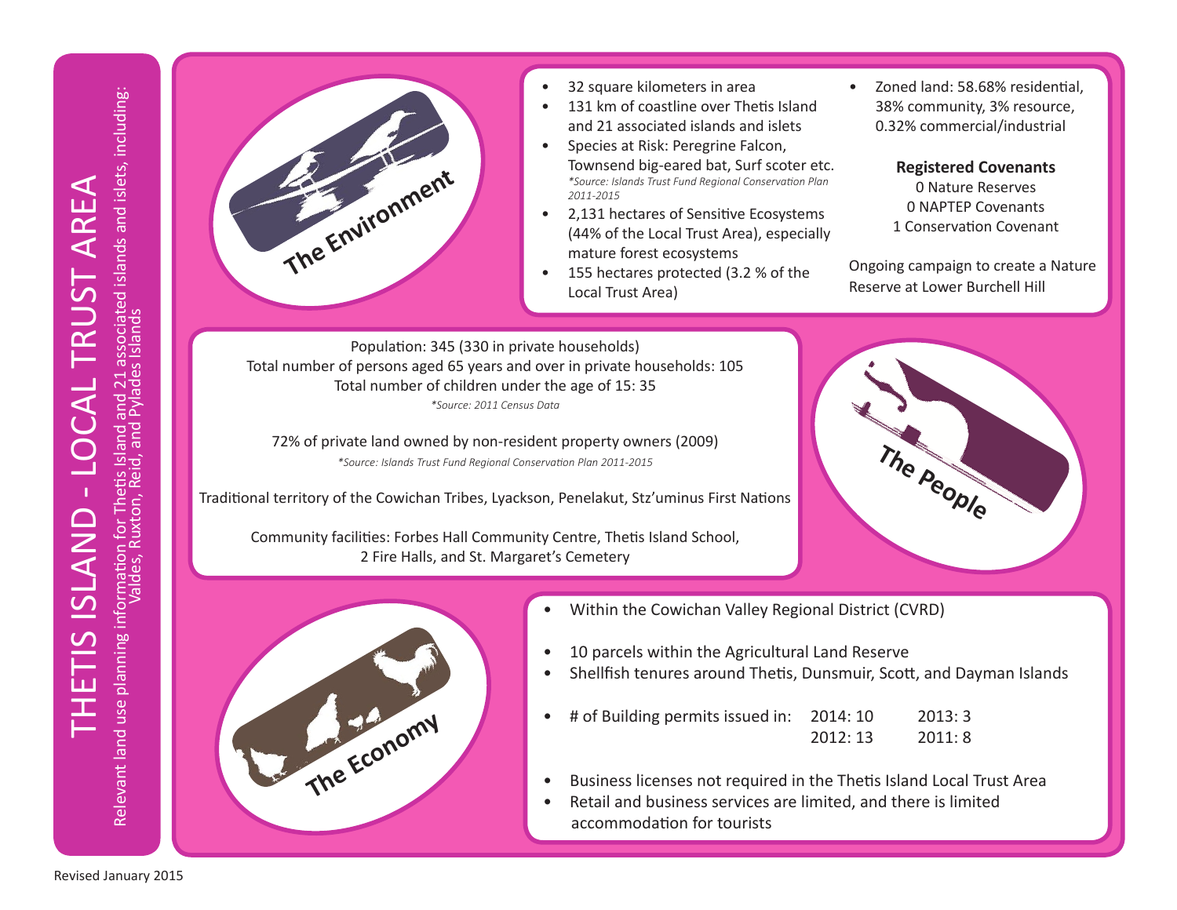# THETIS ISLAND - LOCAL TRUST AREA

Relevant land use planning information for Thetis Island and 21 associated islands and islets, including: Valdes, Ruxton, Reid, and Pylades Islands

## The Environment

- 32 square kilometers in area
- 131 km of coastline over Thetis Island and 21 associated islands and islets
- Species at Risk: Peregrine Falcon, Townsend big-eared bat, Surf scoter etc.
  *\*Source: Islands Trust Fund Regional Conservation Plan 2011-2015*
- 2,131 hectares of Sensitive Ecosystems (44% of the Local Trust Area), especially mature forest ecosystems
- 155 hectares protected (3.2 % of the Local Trust Area)
- Zoned land: 58.68% residential, 38% community, 3% resource, 0.32% commercial/industrial

**Registered Covenants**

0 Nature Reserves
0 NAPTEP Covenants
1 Conservation Covenant

Ongoing campaign to create a Nature Reserve at Lower Burchell Hill

## The People

Population: 345 (330 in private households)
Total number of persons aged 65 years and over in private households: 105
Total number of children under the age of 15: 35
*\*Source: 2011 Census Data*

72% of private land owned by non-resident property owners (2009)
*\*Source: Islands Trust Fund Regional Conservation Plan 2011-2015*

Traditional territory of the Cowichan Tribes, Lyackson, Penelakut, Stz'uminus First Nations

Community facilities: Forbes Hall Community Centre, Thetis Island School, 2 Fire Halls, and St. Margaret's Cemetery

## The Economy

- Within the Cowichan Valley Regional District (CVRD)
- 10 parcels within the Agricultural Land Reserve
- Shellfish tenures around Thetis, Dunsmuir, Scott, and Dayman Islands
- # of Building permits issued in: 2014: 10, 2013: 3, 2012: 13, 2011: 8
- Business licenses not required in the Thetis Island Local Trust Area
- Retail and business services are limited, and there is limited accommodation for tourists

Revised January 2015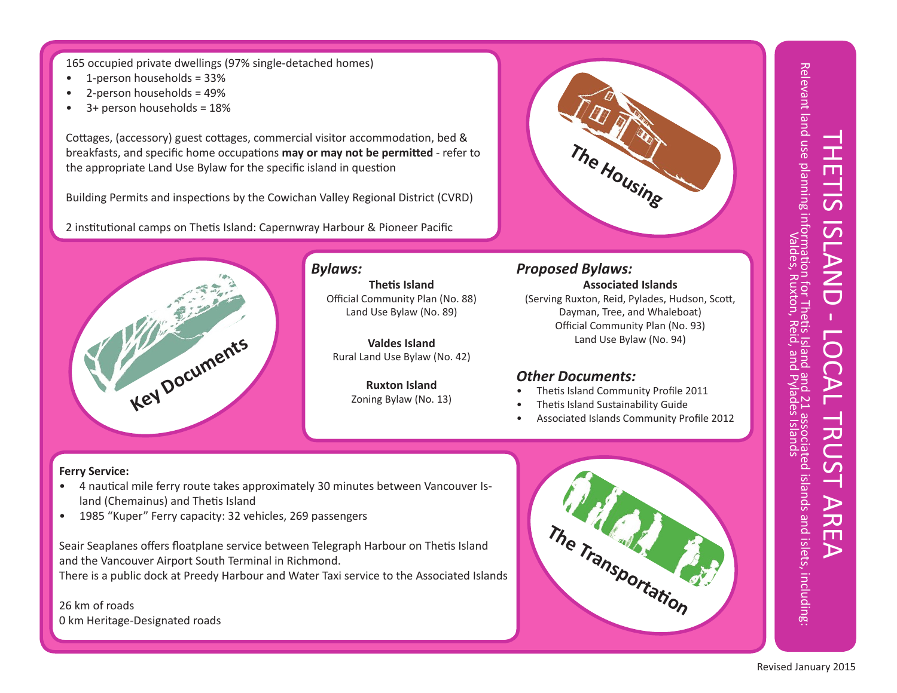# THETIS ISLAND - LOCAL TRUST AREA

Relevant land use planning information for Thetis Island and 21 associated islands and islets, including: Valdes, Ruxton, Reid, and Pylades Islands

## The Housing

165 occupied private dwellings (97% single-detached homes)

- 1-person households = 33%
- 2-person households = 49%
- 3+ person households = 18%

Cottages, (accessory) guest cottages, commercial visitor accommodation, bed & breakfasts, and specific home occupations **may or may not be permitted** - refer to the appropriate Land Use Bylaw for the specific island in question

Building Permits and inspections by the Cowichan Valley Regional District (CVRD)

2 institutional camps on Thetis Island: Capernwray Harbour & Pioneer Pacific

## Key Documents

### *Bylaws:*

**Thetis Island**
Official Community Plan (No. 88)
Land Use Bylaw (No. 89)

**Valdes Island**
Rural Land Use Bylaw (No. 42)

**Ruxton Island**
Zoning Bylaw (No. 13)

### *Proposed Bylaws:*

**Associated Islands**
(Serving Ruxton, Reid, Pylades, Hudson, Scott, Dayman, Tree, and Whaleboat)
Official Community Plan (No. 93)
Land Use Bylaw (No. 94)

### *Other Documents:*

- Thetis Island Community Profile 2011
- Thetis Island Sustainability Guide
- Associated Islands Community Profile 2012

## The Transportation

**Ferry Service:**

- 4 nautical mile ferry route takes approximately 30 minutes between Vancouver Island (Chemainus) and Thetis Island
- 1985 "Kuper" Ferry capacity: 32 vehicles, 269 passengers

Seair Seaplanes offers floatplane service between Telegraph Harbour on Thetis Island and the Vancouver Airport South Terminal in Richmond.
There is a public dock at Preedy Harbour and Water Taxi service to the Associated Islands

26 km of roads
0 km Heritage-Designated roads

Revised January 2015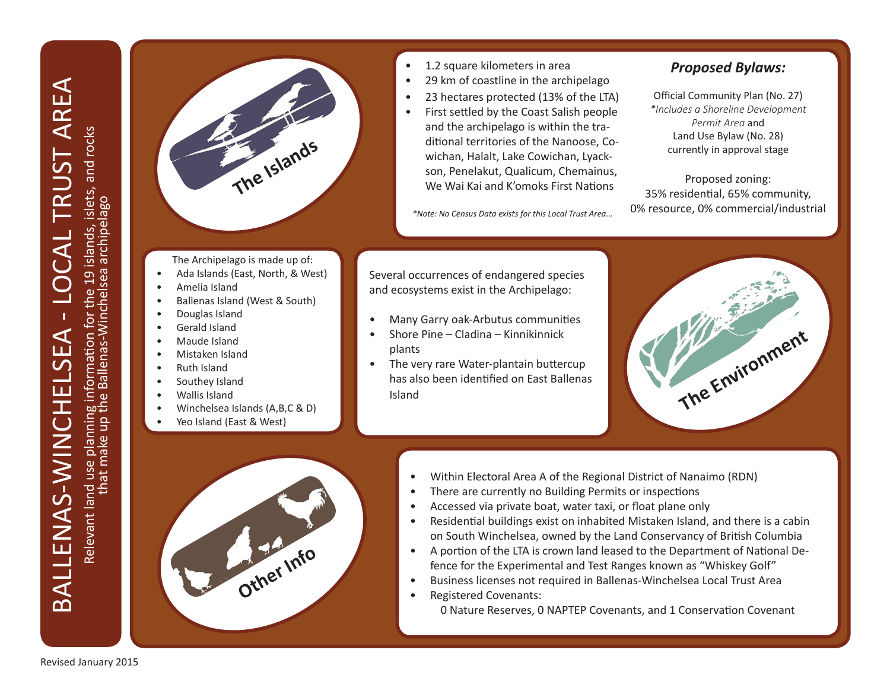# BALLENAS-WINCHELSEA - LOCAL TRUST AREA

Relevant land use planning information for the 19 islands, islets, and rocks that make up the Ballenas-Winchelsea archipelago

## The Islands

- 1.2 square kilometers in area
- 29 km of coastline in the archipelago
- 23 hectares protected (13% of the LTA)
- First settled by the Coast Salish people and the archipelago is within the traditional territories of the Nanoose, Cowichan, Halalt, Lake Cowichan, Lyackson, Penelakut, Qualicum, Chemainus, We Wai Kai and K'omoks First Nations

*\*Note: No Census Data exists for this Local Trust Area...*

### *Proposed Bylaws:*

Official Community Plan (No. 27)
*\*Includes a Shoreline Development Permit Area* and
Land Use Bylaw (No. 28)
currently in approval stage

Proposed zoning:
35% residential, 65% community,
0% resource, 0% commercial/industrial

The Archipelago is made up of:

- Ada Islands (East, North, & West)
- Amelia Island
- Ballenas Island (West & South)
- Douglas Island
- Gerald Island
- Maude Island
- Mistaken Island
- Ruth Island
- Southey Island
- Wallis Island
- Winchelsea Islands (A,B,C & D)
- Yeo Island (East & West)

## The Environment

Several occurrences of endangered species and ecosystems exist in the Archipelago:

- Many Garry oak-Arbutus communities
- Shore Pine – Cladina – Kinnikinnick plants
- The very rare Water-plantain buttercup has also been identified on East Ballenas Island

## Other Info

- Within Electoral Area A of the Regional District of Nanaimo (RDN)
- There are currently no Building Permits or inspections
- Accessed via private boat, water taxi, or float plane only
- Residential buildings exist on inhabited Mistaken Island, and there is a cabin on South Winchelsea, owned by the Land Conservancy of British Columbia
- A portion of the LTA is crown land leased to the Department of National Defence for the Experimental and Test Ranges known as "Whiskey Golf"
- Business licenses not required in Ballenas-Winchelsea Local Trust Area
- Registered Covenants:
  0 Nature Reserves, 0 NAPTEP Covenants, and 1 Conservation Covenant

Revised January 2015